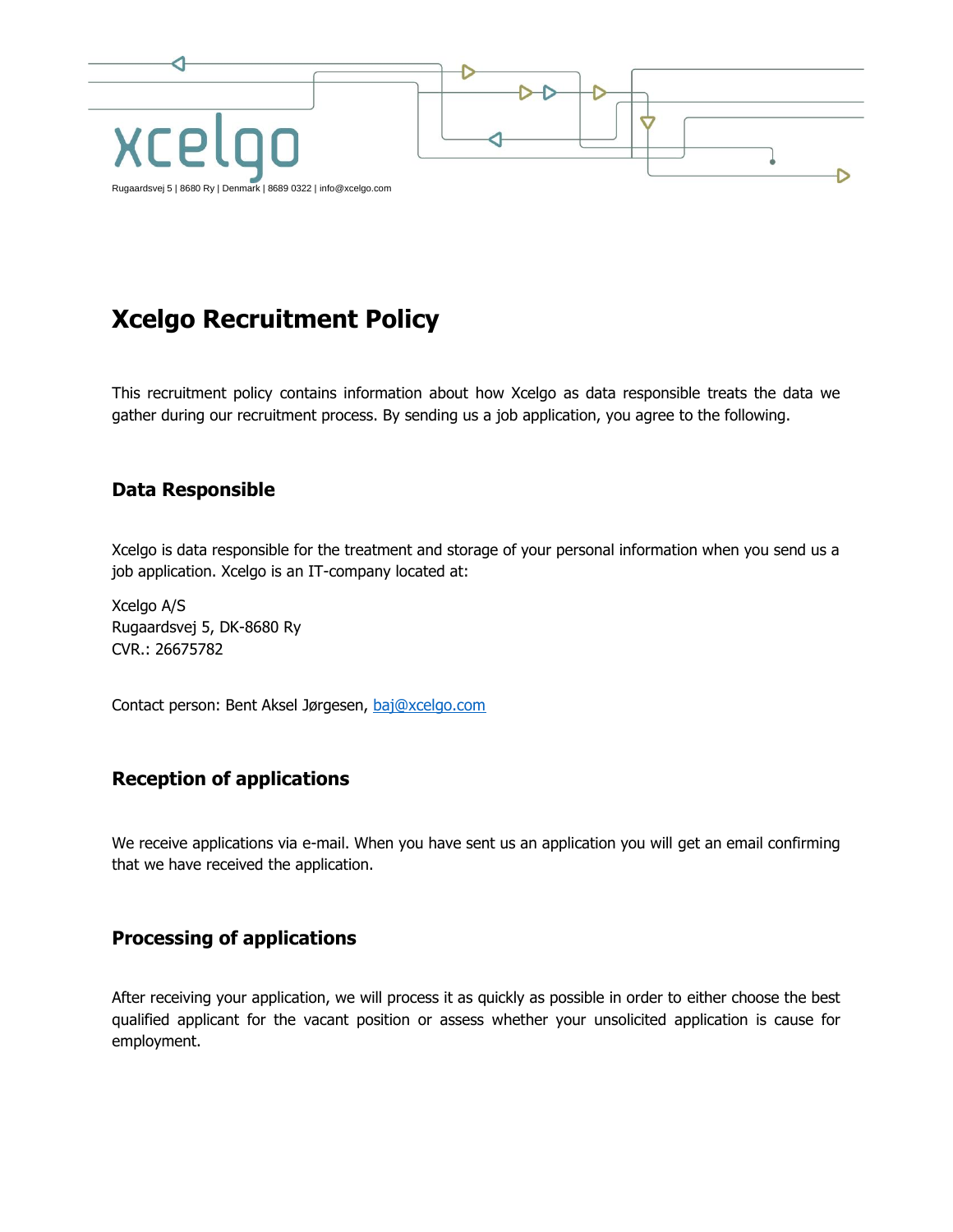xcelgo

Rugaardsvej 5 | 8680 Ry | Denmark | 8689 0322 | info@xcelgo.com

# Xcelgo Recruitment Policy

This recruitment policy contains information about how Xcelgo as data responsible treats the data we gather during our recruitment process. By sending us a job application, you agree to the following.

## Data Responsible

Xcelgo is data responsible for the treatment and storage of your personal information when you send us a job application. Xcelgo is an IT-company located at:

Xcelgo A/S  
Rugaardsvej 5, DK-8680 Ry  
CVR.: 26675782

Contact person: Bent Aksel Jørgesen, baj@xcelgo.com

## Reception of applications

We receive applications via e-mail. When you have sent us an application you will get an email confirming that we have received the application.

## Processing of applications

After receiving your application, we will process it as quickly as possible in order to either choose the best qualified applicant for the vacant position or assess whether your unsolicited application is cause for employment.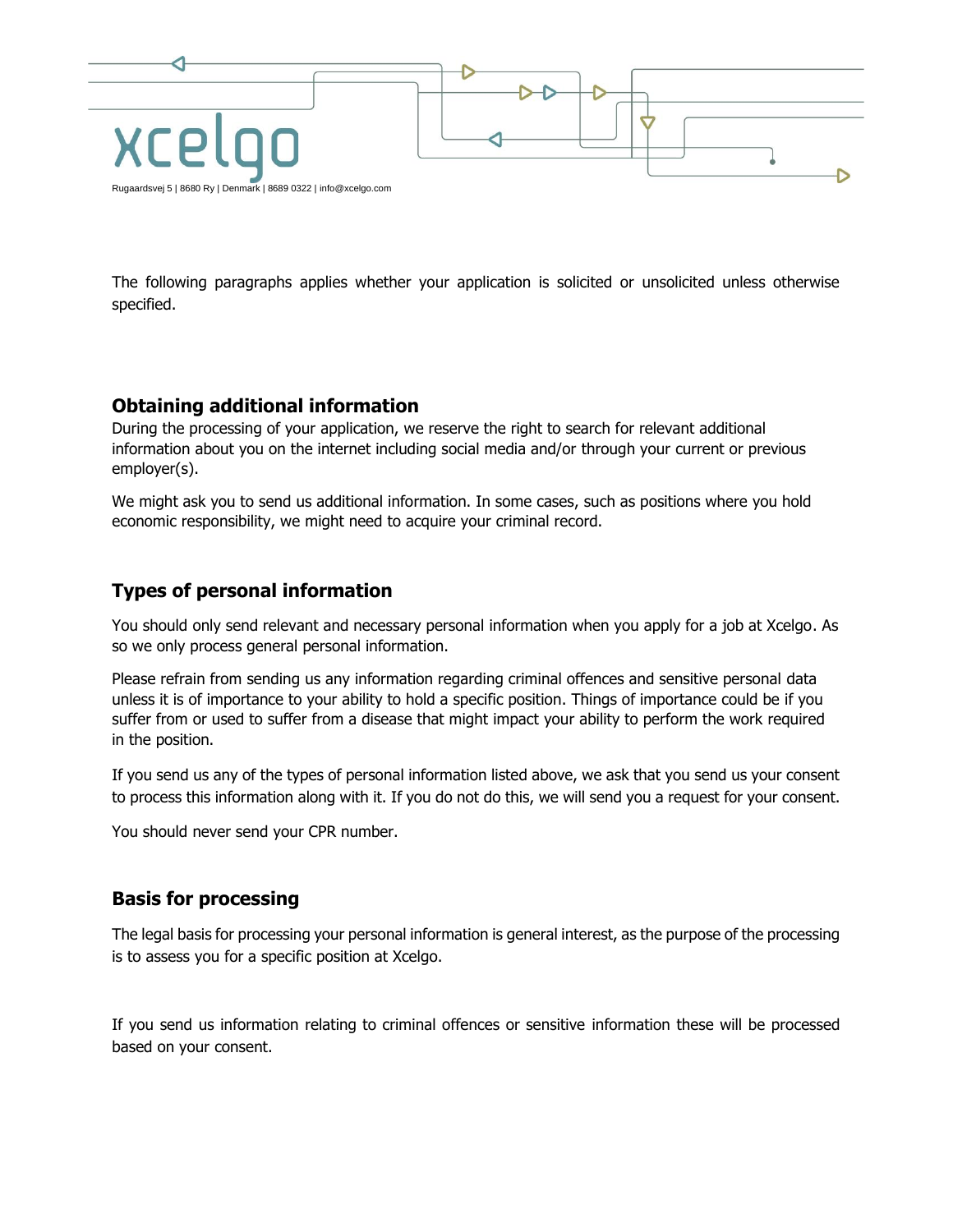The following paragraphs applies whether your application is solicited or unsolicited unless otherwise specified.

## Obtaining additional information

During the processing of your application, we reserve the right to search for relevant additional information about you on the internet including social media and/or through your current or previous employer(s).

We might ask you to send us additional information. In some cases, such as positions where you hold economic responsibility, we might need to acquire your criminal record.

## Types of personal information

You should only send relevant and necessary personal information when you apply for a job at Xcelgo. As so we only process general personal information.

Please refrain from sending us any information regarding criminal offences and sensitive personal data unless it is of importance to your ability to hold a specific position. Things of importance could be if you suffer from or used to suffer from a disease that might impact your ability to perform the work required in the position.

If you send us any of the types of personal information listed above, we ask that you send us your consent to process this information along with it. If you do not do this, we will send you a request for your consent.

You should never send your CPR number.

## Basis for processing

The legal basis for processing your personal information is general interest, as the purpose of the processing is to assess you for a specific position at Xcelgo.

If you send us information relating to criminal offences or sensitive information these will be processed based on your consent.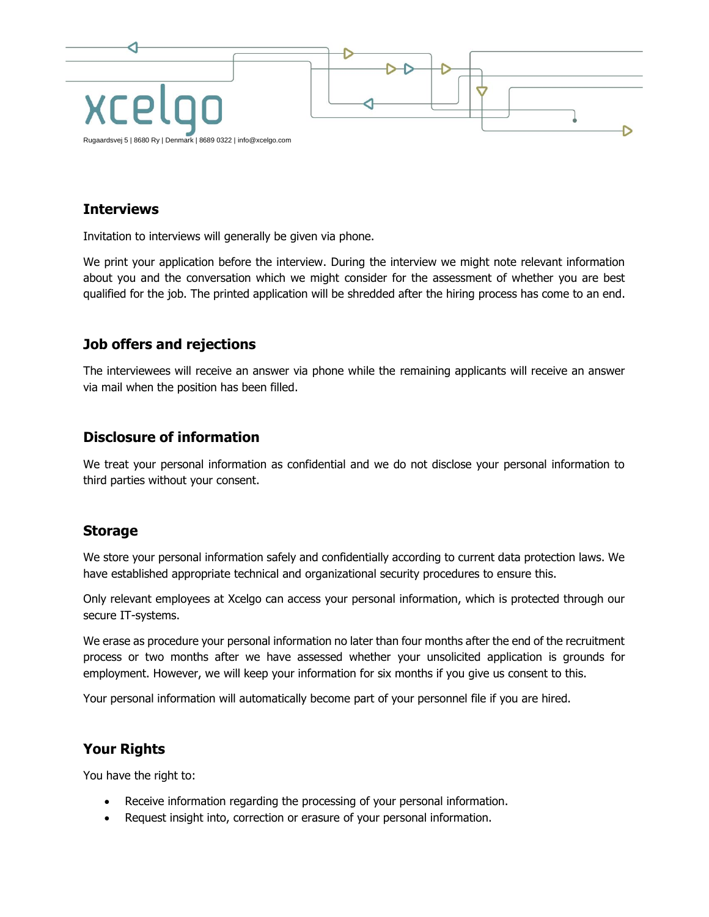## Interviews

Invitation to interviews will generally be given via phone.

We print your application before the interview. During the interview we might note relevant information about you and the conversation which we might consider for the assessment of whether you are best qualified for the job. The printed application will be shredded after the hiring process has come to an end.

## Job offers and rejections

The interviewees will receive an answer via phone while the remaining applicants will receive an answer via mail when the position has been filled.

## Disclosure of information

We treat your personal information as confidential and we do not disclose your personal information to third parties without your consent.

## Storage

We store your personal information safely and confidentially according to current data protection laws. We have established appropriate technical and organizational security procedures to ensure this.

Only relevant employees at Xcelgo can access your personal information, which is protected through our secure IT-systems.

We erase as procedure your personal information no later than four months after the end of the recruitment process or two months after we have assessed whether your unsolicited application is grounds for employment. However, we will keep your information for six months if you give us consent to this.

Your personal information will automatically become part of your personnel file if you are hired.

## Your Rights

You have the right to:

- Receive information regarding the processing of your personal information.
- Request insight into, correction or erasure of your personal information.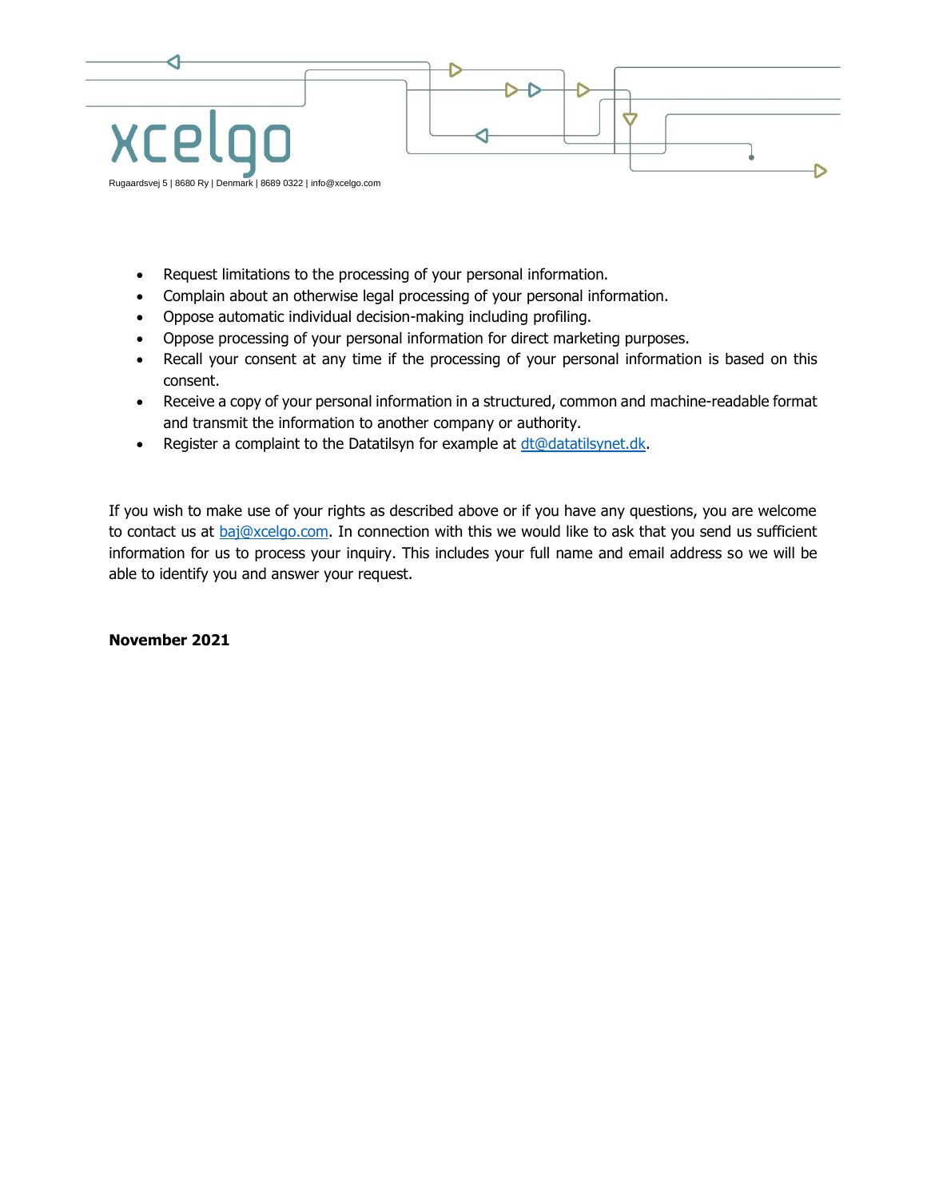- Request limitations to the processing of your personal information.
- Complain about an otherwise legal processing of your personal information.
- Oppose automatic individual decision-making including profiling.
- Oppose processing of your personal information for direct marketing purposes.
- Recall your consent at any time if the processing of your personal information is based on this consent.
- Receive a copy of your personal information in a structured, common and machine-readable format and transmit the information to another company or authority.
- Register a complaint to the Datatilsyn for example at dt@datatilsynet.dk.

If you wish to make use of your rights as described above or if you have any questions, you are welcome to contact us at baj@xcelgo.com. In connection with this we would like to ask that you send us sufficient information for us to process your inquiry. This includes your full name and email address so we will be able to identify you and answer your request.

**November 2021**